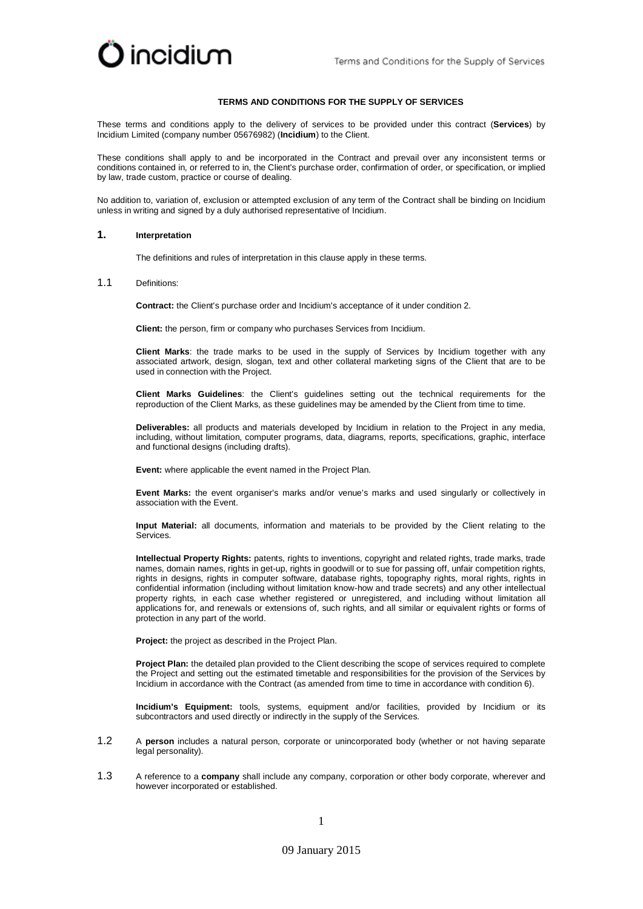# TERMS AND CONDITIONS FOR THE SUPPLY OF SERVICES

These terms and conditions apply to the delivery of services to be provided under this contract (**Services**) by Incidium Limited (company number 05676982) (**Incidium**) to the Client.

These conditions shall apply to and be incorporated in the Contract and prevail over any inconsistent terms or conditions contained in, or referred to in, the Client's purchase order, confirmation of order, or specification, or implied by law, trade custom, practice or course of dealing.

No addition to, variation of, exclusion or attempted exclusion of any term of the Contract shall be binding on Incidium unless in writing and signed by a duly authorised representative of Incidium.

## 1. Interpretation

The definitions and rules of interpretation in this clause apply in these terms.

1.1 Definitions:

**Contract:** the Client's purchase order and Incidium's acceptance of it under condition 2.

**Client:** the person, firm or company who purchases Services from Incidium.

**Client Marks**: the trade marks to be used in the supply of Services by Incidium together with any associated artwork, design, slogan, text and other collateral marketing signs of the Client that are to be used in connection with the Project.

**Client Marks Guidelines**: the Client's guidelines setting out the technical requirements for the reproduction of the Client Marks, as these guidelines may be amended by the Client from time to time.

**Deliverables:** all products and materials developed by Incidium in relation to the Project in any media, including, without limitation, computer programs, data, diagrams, reports, specifications, graphic, interface and functional designs (including drafts).

**Event:** where applicable the event named in the Project Plan.

**Event Marks:** the event organiser's marks and/or venue's marks and used singularly or collectively in association with the Event.

**Input Material:** all documents, information and materials to be provided by the Client relating to the Services.

**Intellectual Property Rights:** patents, rights to inventions, copyright and related rights, trade marks, trade names, domain names, rights in get-up, rights in goodwill or to sue for passing off, unfair competition rights, rights in designs, rights in computer software, database rights, topography rights, moral rights, rights in confidential information (including without limitation know-how and trade secrets) and any other intellectual property rights, in each case whether registered or unregistered, and including without limitation all applications for, and renewals or extensions of, such rights, and all similar or equivalent rights or forms of protection in any part of the world.

**Project:** the project as described in the Project Plan.

**Project Plan:** the detailed plan provided to the Client describing the scope of services required to complete the Project and setting out the estimated timetable and responsibilities for the provision of the Services by Incidium in accordance with the Contract (as amended from time to time in accordance with condition 6).

**Incidium's Equipment:** tools, systems, equipment and/or facilities, provided by Incidium or its subcontractors and used directly or indirectly in the supply of the Services.

1.2 A **person** includes a natural person, corporate or unincorporated body (whether or not having separate legal personality).

1.3 A reference to a **company** shall include any company, corporation or other body corporate, wherever and however incorporated or established.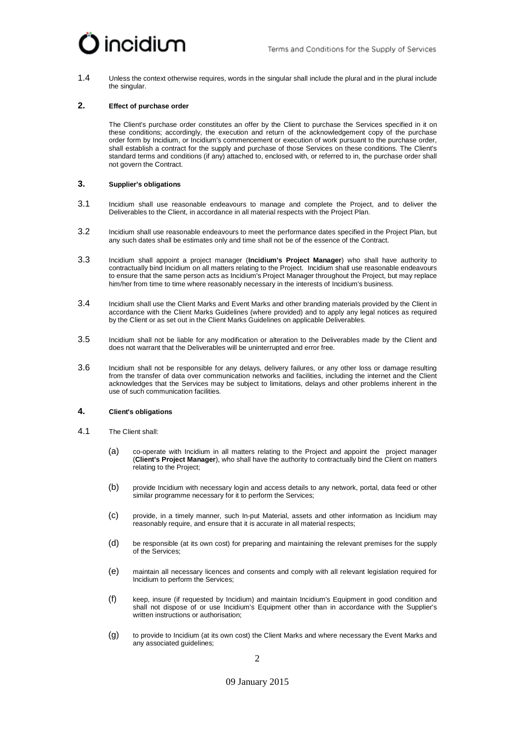1.4 Unless the context otherwise requires, words in the singular shall include the plural and in the plural include the singular.

## 2. Effect of purchase order

The Client's purchase order constitutes an offer by the Client to purchase the Services specified in it on these conditions; accordingly, the execution and return of the acknowledgement copy of the purchase order form by Incidium, or Incidium's commencement or execution of work pursuant to the purchase order, shall establish a contract for the supply and purchase of those Services on these conditions. The Client's standard terms and conditions (if any) attached to, enclosed with, or referred to in, the purchase order shall not govern the Contract.

## 3. Supplier's obligations

3.1 Incidium shall use reasonable endeavours to manage and complete the Project, and to deliver the Deliverables to the Client, in accordance in all material respects with the Project Plan.

3.2 Incidium shall use reasonable endeavours to meet the performance dates specified in the Project Plan, but any such dates shall be estimates only and time shall not be of the essence of the Contract.

3.3 Incidium shall appoint a project manager (**Incidium's Project Manager**) who shall have authority to contractually bind Incidium on all matters relating to the Project. Incidium shall use reasonable endeavours to ensure that the same person acts as Incidium's Project Manager throughout the Project, but may replace him/her from time to time where reasonably necessary in the interests of Incidium's business.

3.4 Incidium shall use the Client Marks and Event Marks and other branding materials provided by the Client in accordance with the Client Marks Guidelines (where provided) and to apply any legal notices as required by the Client or as set out in the Client Marks Guidelines on applicable Deliverables.

3.5 Incidium shall not be liable for any modification or alteration to the Deliverables made by the Client and does not warrant that the Deliverables will be uninterrupted and error free.

3.6 Incidium shall not be responsible for any delays, delivery failures, or any other loss or damage resulting from the transfer of data over communication networks and facilities, including the internet and the Client acknowledges that the Services may be subject to limitations, delays and other problems inherent in the use of such communication facilities.

## 4. Client's obligations

4.1 The Client shall:

(a) co-operate with Incidium in all matters relating to the Project and appoint the project manager (**Client's Project Manager**), who shall have the authority to contractually bind the Client on matters relating to the Project;

(b) provide Incidium with necessary login and access details to any network, portal, data feed or other similar programme necessary for it to perform the Services;

(c) provide, in a timely manner, such In-put Material, assets and other information as Incidium may reasonably require, and ensure that it is accurate in all material respects;

(d) be responsible (at its own cost) for preparing and maintaining the relevant premises for the supply of the Services;

(e) maintain all necessary licences and consents and comply with all relevant legislation required for Incidium to perform the Services;

(f) keep, insure (if requested by Incidium) and maintain Incidium's Equipment in good condition and shall not dispose of or use Incidium's Equipment other than in accordance with the Supplier's written instructions or authorisation;

(g) to provide to Incidium (at its own cost) the Client Marks and where necessary the Event Marks and any associated guidelines;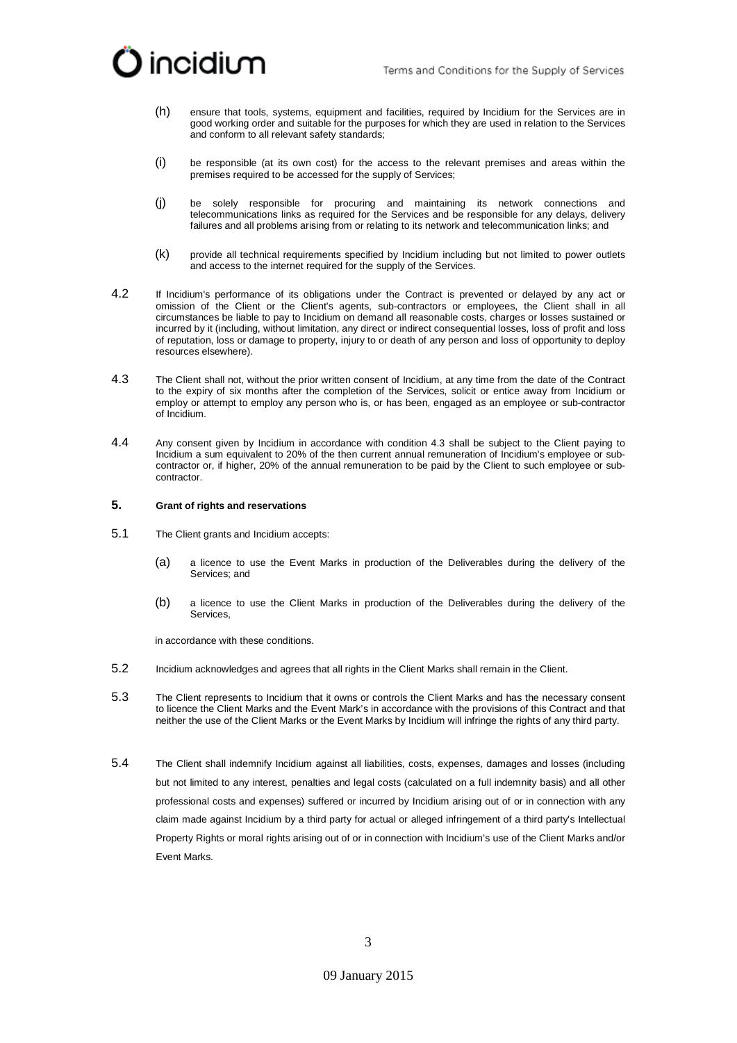(h) ensure that tools, systems, equipment and facilities, required by Incidium for the Services are in good working order and suitable for the purposes for which they are used in relation to the Services and conform to all relevant safety standards;

(i) be responsible (at its own cost) for the access to the relevant premises and areas within the premises required to be accessed for the supply of Services;

(j) be solely responsible for procuring and maintaining its network connections and telecommunications links as required for the Services and be responsible for any delays, delivery failures and all problems arising from or relating to its network and telecommunication links; and

(k) provide all technical requirements specified by Incidium including but not limited to power outlets and access to the internet required for the supply of the Services.

4.2 If Incidium's performance of its obligations under the Contract is prevented or delayed by any act or omission of the Client or the Client's agents, sub-contractors or employees, the Client shall in all circumstances be liable to pay to Incidium on demand all reasonable costs, charges or losses sustained or incurred by it (including, without limitation, any direct or indirect consequential losses, loss of profit and loss of reputation, loss or damage to property, injury to or death of any person and loss of opportunity to deploy resources elsewhere).

4.3 The Client shall not, without the prior written consent of Incidium, at any time from the date of the Contract to the expiry of six months after the completion of the Services, solicit or entice away from Incidium or employ or attempt to employ any person who is, or has been, engaged as an employee or sub-contractor of Incidium.

4.4 Any consent given by Incidium in accordance with condition 4.3 shall be subject to the Client paying to Incidium a sum equivalent to 20% of the then current annual remuneration of Incidium's employee or sub-contractor or, if higher, 20% of the annual remuneration to be paid by the Client to such employee or sub-contractor.

## 5. Grant of rights and reservations

5.1 The Client grants and Incidium accepts:

(a) a licence to use the Event Marks in production of the Deliverables during the delivery of the Services; and

(b) a licence to use the Client Marks in production of the Deliverables during the delivery of the Services,

in accordance with these conditions.

5.2 Incidium acknowledges and agrees that all rights in the Client Marks shall remain in the Client.

5.3 The Client represents to Incidium that it owns or controls the Client Marks and has the necessary consent to licence the Client Marks and the Event Mark's in accordance with the provisions of this Contract and that neither the use of the Client Marks or the Event Marks by Incidium will infringe the rights of any third party.

5.4 The Client shall indemnify Incidium against all liabilities, costs, expenses, damages and losses (including but not limited to any interest, penalties and legal costs (calculated on a full indemnity basis) and all other professional costs and expenses) suffered or incurred by Incidium arising out of or in connection with any claim made against Incidium by a third party for actual or alleged infringement of a third party's Intellectual Property Rights or moral rights arising out of or in connection with Incidium's use of the Client Marks and/or Event Marks.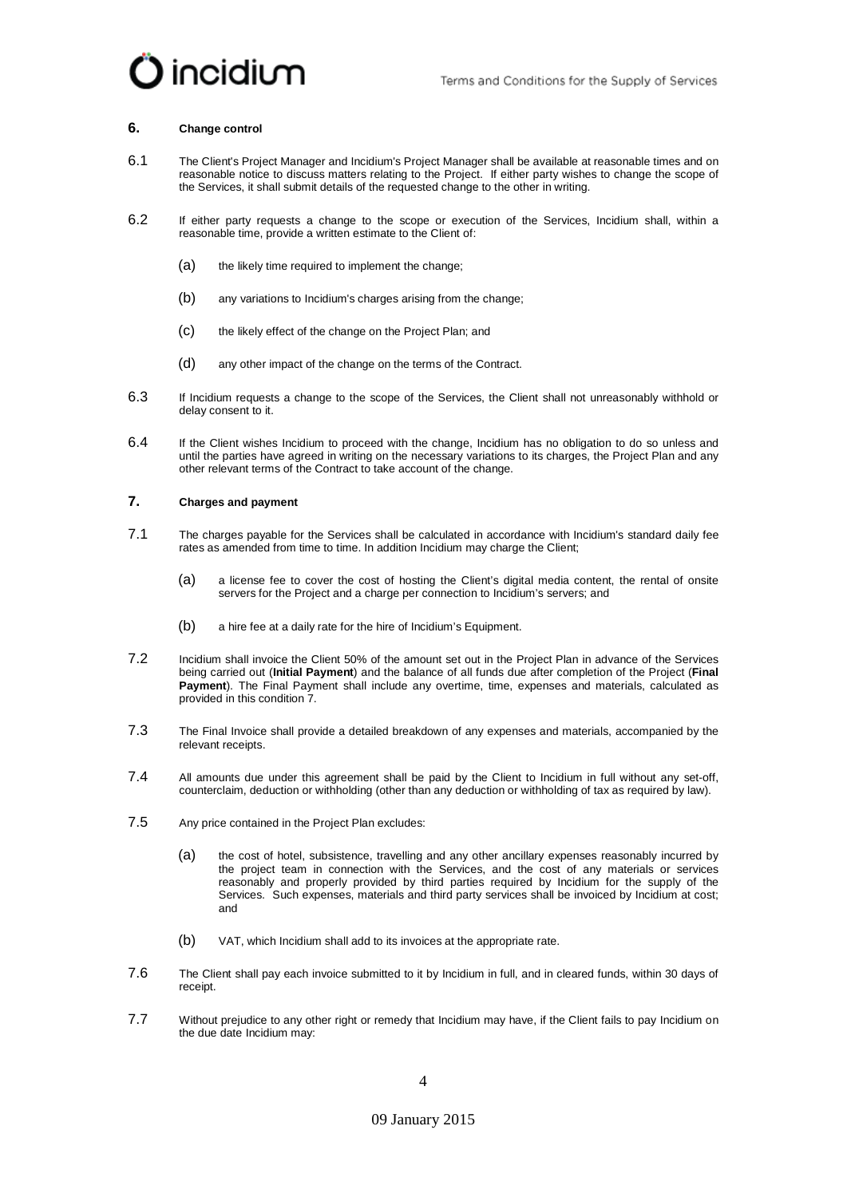## 6. Change control

6.1 The Client's Project Manager and Incidium's Project Manager shall be available at reasonable times and on reasonable notice to discuss matters relating to the Project. If either party wishes to change the scope of the Services, it shall submit details of the requested change to the other in writing.

6.2 If either party requests a change to the scope or execution of the Services, Incidium shall, within a reasonable time, provide a written estimate to the Client of:

(a) the likely time required to implement the change;

(b) any variations to Incidium's charges arising from the change;

(c) the likely effect of the change on the Project Plan; and

(d) any other impact of the change on the terms of the Contract.

6.3 If Incidium requests a change to the scope of the Services, the Client shall not unreasonably withhold or delay consent to it.

6.4 If the Client wishes Incidium to proceed with the change, Incidium has no obligation to do so unless and until the parties have agreed in writing on the necessary variations to its charges, the Project Plan and any other relevant terms of the Contract to take account of the change.

## 7. Charges and payment

7.1 The charges payable for the Services shall be calculated in accordance with Incidium's standard daily fee rates as amended from time to time. In addition Incidium may charge the Client;

(a) a license fee to cover the cost of hosting the Client's digital media content, the rental of onsite servers for the Project and a charge per connection to Incidium's servers; and

(b) a hire fee at a daily rate for the hire of Incidium's Equipment.

7.2 Incidium shall invoice the Client 50% of the amount set out in the Project Plan in advance of the Services being carried out (**Initial Payment**) and the balance of all funds due after completion of the Project (**Final Payment**). The Final Payment shall include any overtime, time, expenses and materials, calculated as provided in this condition 7.

7.3 The Final Invoice shall provide a detailed breakdown of any expenses and materials, accompanied by the relevant receipts.

7.4 All amounts due under this agreement shall be paid by the Client to Incidium in full without any set-off, counterclaim, deduction or withholding (other than any deduction or withholding of tax as required by law).

7.5 Any price contained in the Project Plan excludes:

(a) the cost of hotel, subsistence, travelling and any other ancillary expenses reasonably incurred by the project team in connection with the Services, and the cost of any materials or services reasonably and properly provided by third parties required by Incidium for the supply of the Services. Such expenses, materials and third party services shall be invoiced by Incidium at cost; and

(b) VAT, which Incidium shall add to its invoices at the appropriate rate.

7.6 The Client shall pay each invoice submitted to it by Incidium in full, and in cleared funds, within 30 days of receipt.

7.7 Without prejudice to any other right or remedy that Incidium may have, if the Client fails to pay Incidium on the due date Incidium may: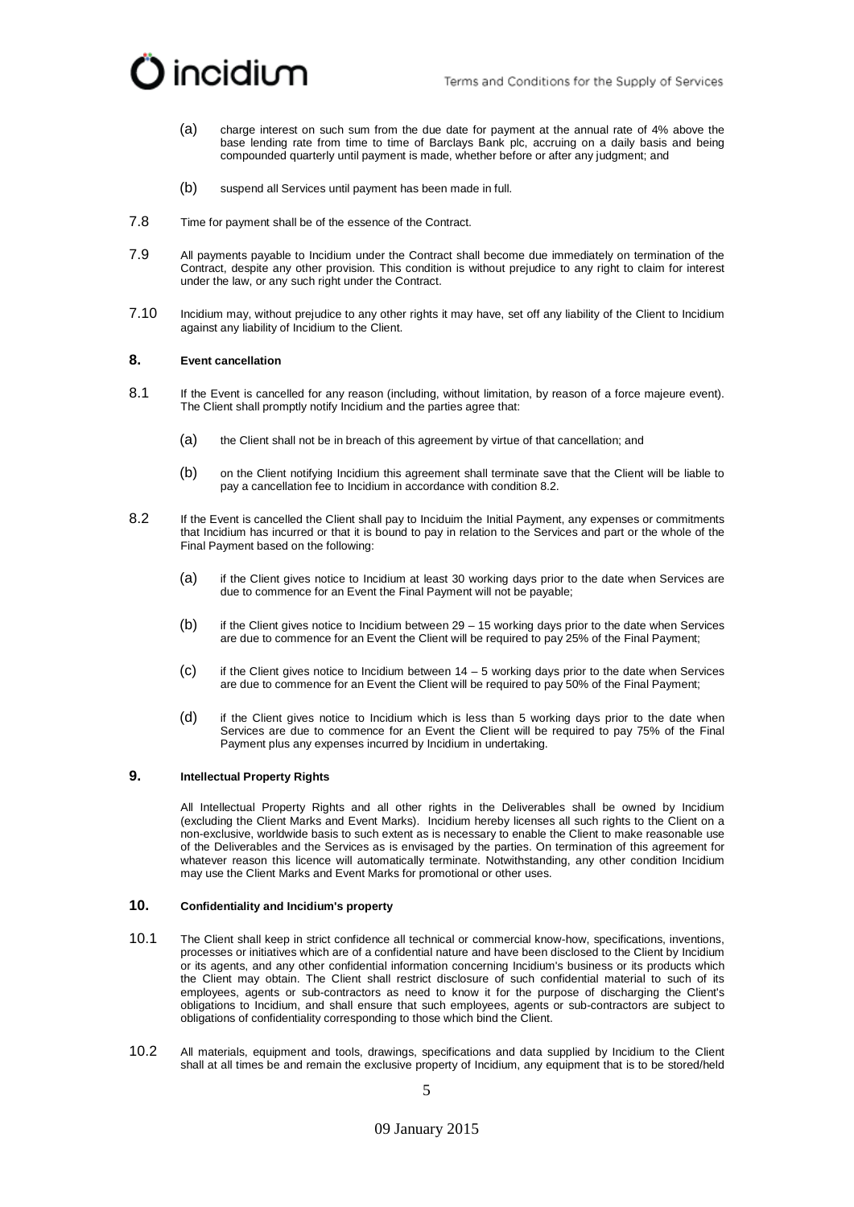(a) charge interest on such sum from the due date for payment at the annual rate of 4% above the base lending rate from time to time of Barclays Bank plc, accruing on a daily basis and being compounded quarterly until payment is made, whether before or after any judgment; and

(b) suspend all Services until payment has been made in full.

7.8 Time for payment shall be of the essence of the Contract.

7.9 All payments payable to Incidium under the Contract shall become due immediately on termination of the Contract, despite any other provision. This condition is without prejudice to any right to claim for interest under the law, or any such right under the Contract.

7.10 Incidium may, without prejudice to any other rights it may have, set off any liability of the Client to Incidium against any liability of Incidium to the Client.

## 8. Event cancellation

8.1 If the Event is cancelled for any reason (including, without limitation, by reason of a force majeure event). The Client shall promptly notify Incidium and the parties agree that:

(a) the Client shall not be in breach of this agreement by virtue of that cancellation; and

(b) on the Client notifying Incidium this agreement shall terminate save that the Client will be liable to pay a cancellation fee to Incidium in accordance with condition 8.2.

8.2 If the Event is cancelled the Client shall pay to Inciduim the Initial Payment, any expenses or commitments that Incidium has incurred or that it is bound to pay in relation to the Services and part or the whole of the Final Payment based on the following:

(a) if the Client gives notice to Incidium at least 30 working days prior to the date when Services are due to commence for an Event the Final Payment will not be payable;

(b) if the Client gives notice to Incidium between 29 – 15 working days prior to the date when Services are due to commence for an Event the Client will be required to pay 25% of the Final Payment;

(c) if the Client gives notice to Incidium between 14 – 5 working days prior to the date when Services are due to commence for an Event the Client will be required to pay 50% of the Final Payment;

(d) if the Client gives notice to Incidium which is less than 5 working days prior to the date when Services are due to commence for an Event the Client will be required to pay 75% of the Final Payment plus any expenses incurred by Incidium in undertaking.

## 9. Intellectual Property Rights

All Intellectual Property Rights and all other rights in the Deliverables shall be owned by Incidium (excluding the Client Marks and Event Marks). Incidium hereby licenses all such rights to the Client on a non-exclusive, worldwide basis to such extent as is necessary to enable the Client to make reasonable use of the Deliverables and the Services as is envisaged by the parties. On termination of this agreement for whatever reason this licence will automatically terminate. Notwithstanding, any other condition Incidium may use the Client Marks and Event Marks for promotional or other uses.

## 10. Confidentiality and Incidium's property

10.1 The Client shall keep in strict confidence all technical or commercial know-how, specifications, inventions, processes or initiatives which are of a confidential nature and have been disclosed to the Client by Incidium or its agents, and any other confidential information concerning Incidium's business or its products which the Client may obtain. The Client shall restrict disclosure of such confidential material to such of its employees, agents or sub-contractors as need to know it for the purpose of discharging the Client's obligations to Incidium, and shall ensure that such employees, agents or sub-contractors are subject to obligations of confidentiality corresponding to those which bind the Client.

10.2 All materials, equipment and tools, drawings, specifications and data supplied by Incidium to the Client shall at all times be and remain the exclusive property of Incidium, any equipment that is to be stored/held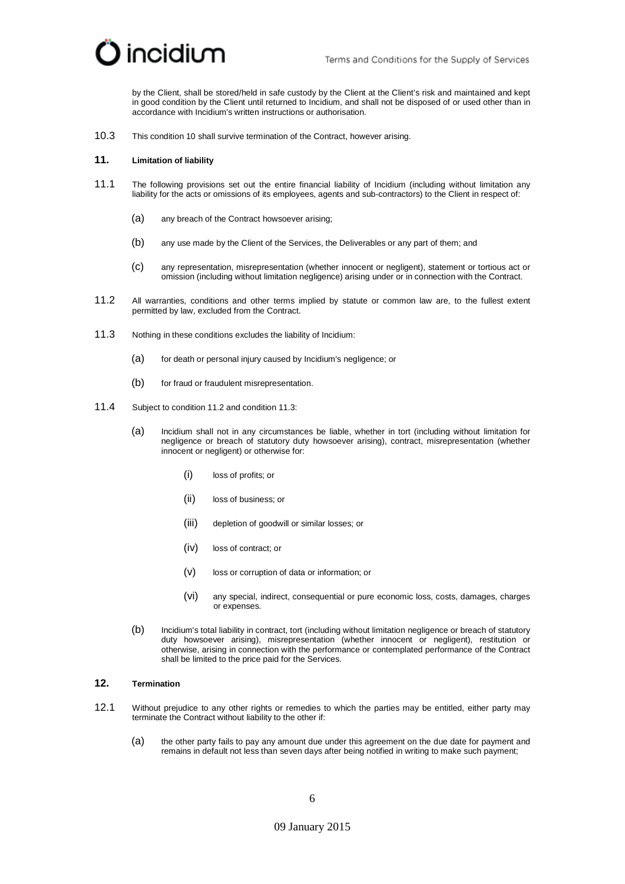by the Client, shall be stored/held in safe custody by the Client at the Client's risk and maintained and kept in good condition by the Client until returned to Incidium, and shall not be disposed of or used other than in accordance with Incidium's written instructions or authorisation.

10.3 This condition 10 shall survive termination of the Contract, however arising.

## 11. Limitation of liability

11.1 The following provisions set out the entire financial liability of Incidium (including without limitation any liability for the acts or omissions of its employees, agents and sub-contractors) to the Client in respect of:

(a) any breach of the Contract howsoever arising;

(b) any use made by the Client of the Services, the Deliverables or any part of them; and

(c) any representation, misrepresentation (whether innocent or negligent), statement or tortious act or omission (including without limitation negligence) arising under or in connection with the Contract.

11.2 All warranties, conditions and other terms implied by statute or common law are, to the fullest extent permitted by law, excluded from the Contract.

11.3 Nothing in these conditions excludes the liability of Incidium:

(a) for death or personal injury caused by Incidium's negligence; or

(b) for fraud or fraudulent misrepresentation.

11.4 Subject to condition 11.2 and condition 11.3:

(a) Incidium shall not in any circumstances be liable, whether in tort (including without limitation for negligence or breach of statutory duty howsoever arising), contract, misrepresentation (whether innocent or negligent) or otherwise for:

(i) loss of profits; or

(ii) loss of business; or

(iii) depletion of goodwill or similar losses; or

(iv) loss of contract; or

(v) loss or corruption of data or information; or

(vi) any special, indirect, consequential or pure economic loss, costs, damages, charges or expenses.

(b) Incidium's total liability in contract, tort (including without limitation negligence or breach of statutory duty howsoever arising), misrepresentation (whether innocent or negligent), restitution or otherwise, arising in connection with the performance or contemplated performance of the Contract shall be limited to the price paid for the Services.

## 12. Termination

12.1 Without prejudice to any other rights or remedies to which the parties may be entitled, either party may terminate the Contract without liability to the other if:

(a) the other party fails to pay any amount due under this agreement on the due date for payment and remains in default not less than seven days after being notified in writing to make such payment;

09 January 2015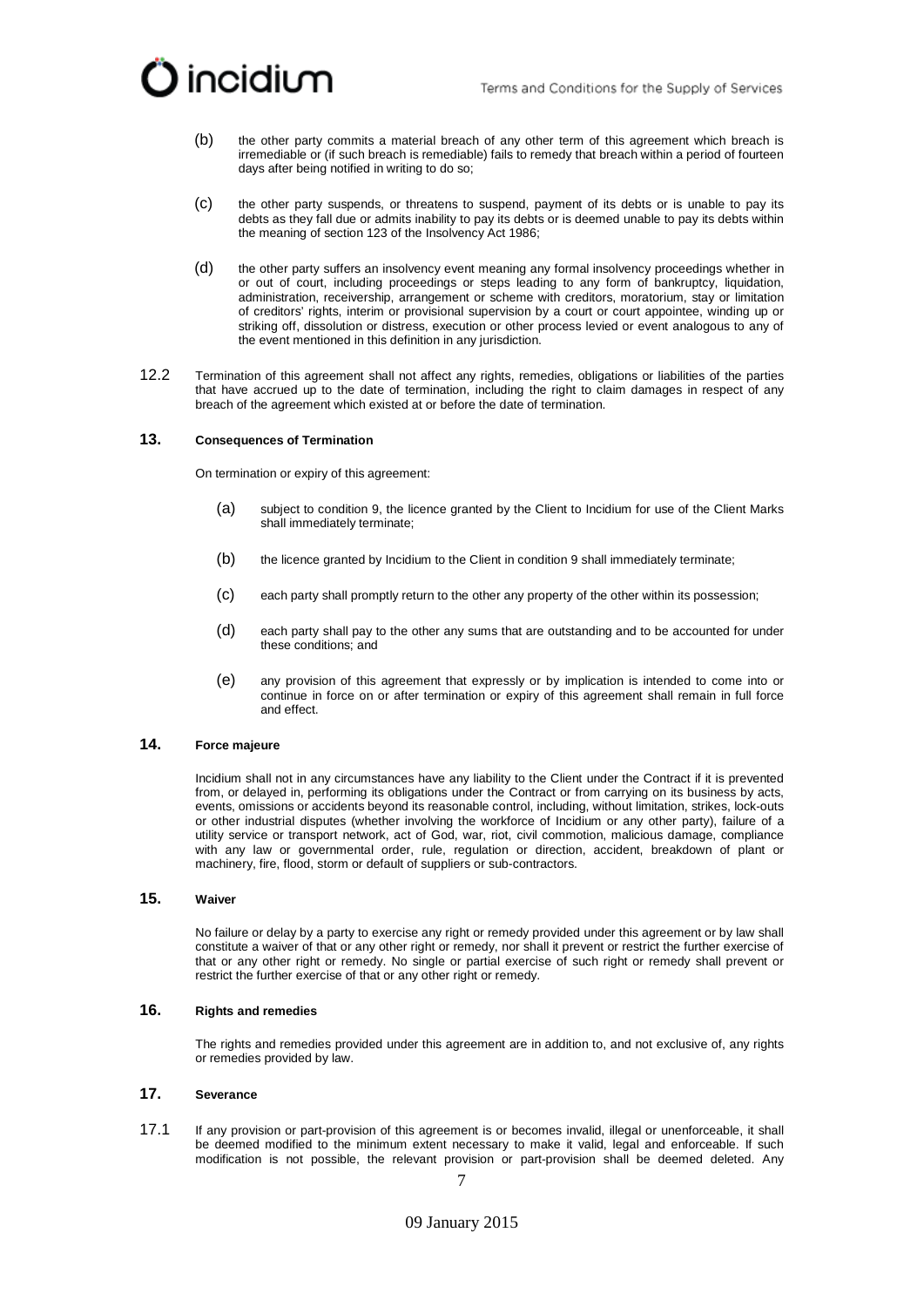(b) the other party commits a material breach of any other term of this agreement which breach is irremediable or (if such breach is remediable) fails to remedy that breach within a period of fourteen days after being notified in writing to do so;

(c) the other party suspends, or threatens to suspend, payment of its debts or is unable to pay its debts as they fall due or admits inability to pay its debts or is deemed unable to pay its debts within the meaning of section 123 of the Insolvency Act 1986;

(d) the other party suffers an insolvency event meaning any formal insolvency proceedings whether in or out of court, including proceedings or steps leading to any form of bankruptcy, liquidation, administration, receivership, arrangement or scheme with creditors, moratorium, stay or limitation of creditors' rights, interim or provisional supervision by a court or court appointee, winding up or striking off, dissolution or distress, execution or other process levied or event analogous to any of the event mentioned in this definition in any jurisdiction.

12.2 Termination of this agreement shall not affect any rights, remedies, obligations or liabilities of the parties that have accrued up to the date of termination, including the right to claim damages in respect of any breach of the agreement which existed at or before the date of termination.

## 13. Consequences of Termination

On termination or expiry of this agreement:

(a) subject to condition 9, the licence granted by the Client to Incidium for use of the Client Marks shall immediately terminate;

(b) the licence granted by Incidium to the Client in condition 9 shall immediately terminate;

(c) each party shall promptly return to the other any property of the other within its possession;

(d) each party shall pay to the other any sums that are outstanding and to be accounted for under these conditions; and

(e) any provision of this agreement that expressly or by implication is intended to come into or continue in force on or after termination or expiry of this agreement shall remain in full force and effect.

## 14. Force majeure

Incidium shall not in any circumstances have any liability to the Client under the Contract if it is prevented from, or delayed in, performing its obligations under the Contract or from carrying on its business by acts, events, omissions or accidents beyond its reasonable control, including, without limitation, strikes, lock-outs or other industrial disputes (whether involving the workforce of Incidium or any other party), failure of a utility service or transport network, act of God, war, riot, civil commotion, malicious damage, compliance with any law or governmental order, rule, regulation or direction, accident, breakdown of plant or machinery, fire, flood, storm or default of suppliers or sub-contractors.

## 15. Waiver

No failure or delay by a party to exercise any right or remedy provided under this agreement or by law shall constitute a waiver of that or any other right or remedy, nor shall it prevent or restrict the further exercise of that or any other right or remedy. No single or partial exercise of such right or remedy shall prevent or restrict the further exercise of that or any other right or remedy.

## 16. Rights and remedies

The rights and remedies provided under this agreement are in addition to, and not exclusive of, any rights or remedies provided by law.

## 17. Severance

17.1 If any provision or part-provision of this agreement is or becomes invalid, illegal or unenforceable, it shall be deemed modified to the minimum extent necessary to make it valid, legal and enforceable. If such modification is not possible, the relevant provision or part-provision shall be deemed deleted. Any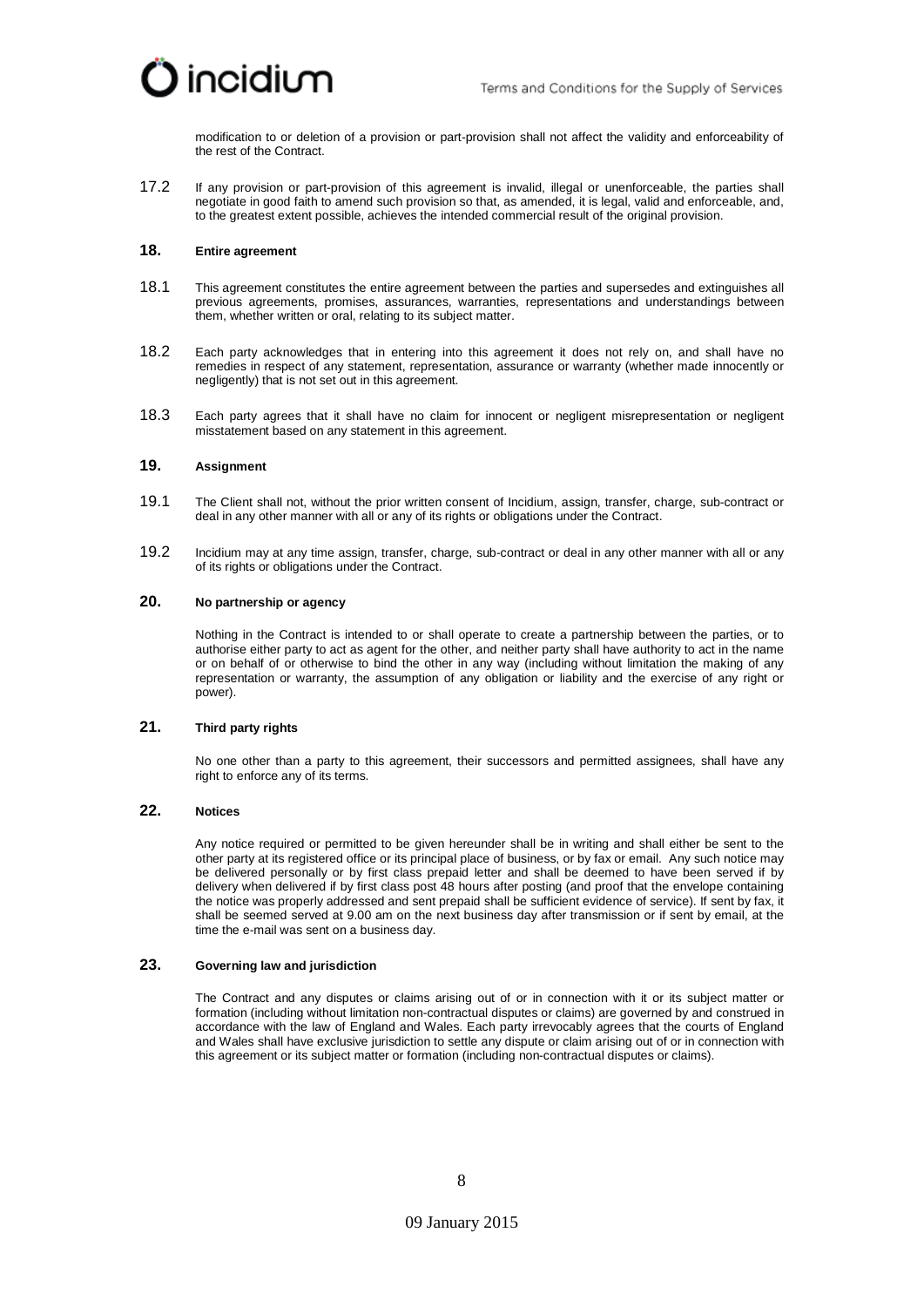modification to or deletion of a provision or part-provision shall not affect the validity and enforceability of the rest of the Contract.

17.2 If any provision or part-provision of this agreement is invalid, illegal or unenforceable, the parties shall negotiate in good faith to amend such provision so that, as amended, it is legal, valid and enforceable, and, to the greatest extent possible, achieves the intended commercial result of the original provision.

## 18. Entire agreement

18.1 This agreement constitutes the entire agreement between the parties and supersedes and extinguishes all previous agreements, promises, assurances, warranties, representations and understandings between them, whether written or oral, relating to its subject matter.

18.2 Each party acknowledges that in entering into this agreement it does not rely on, and shall have no remedies in respect of any statement, representation, assurance or warranty (whether made innocently or negligently) that is not set out in this agreement.

18.3 Each party agrees that it shall have no claim for innocent or negligent misrepresentation or negligent misstatement based on any statement in this agreement.

## 19. Assignment

19.1 The Client shall not, without the prior written consent of Incidium, assign, transfer, charge, sub-contract or deal in any other manner with all or any of its rights or obligations under the Contract.

19.2 Incidium may at any time assign, transfer, charge, sub-contract or deal in any other manner with all or any of its rights or obligations under the Contract.

## 20. No partnership or agency

Nothing in the Contract is intended to or shall operate to create a partnership between the parties, or to authorise either party to act as agent for the other, and neither party shall have authority to act in the name or on behalf of or otherwise to bind the other in any way (including without limitation the making of any representation or warranty, the assumption of any obligation or liability and the exercise of any right or power).

## 21. Third party rights

No one other than a party to this agreement, their successors and permitted assignees, shall have any right to enforce any of its terms.

## 22. Notices

Any notice required or permitted to be given hereunder shall be in writing and shall either be sent to the other party at its registered office or its principal place of business, or by fax or email. Any such notice may be delivered personally or by first class prepaid letter and shall be deemed to have been served if by delivery when delivered if by first class post 48 hours after posting (and proof that the envelope containing the notice was properly addressed and sent prepaid shall be sufficient evidence of service). If sent by fax, it shall be seemed served at 9.00 am on the next business day after transmission or if sent by email, at the time the e-mail was sent on a business day.

## 23. Governing law and jurisdiction

The Contract and any disputes or claims arising out of or in connection with it or its subject matter or formation (including without limitation non-contractual disputes or claims) are governed by and construed in accordance with the law of England and Wales. Each party irrevocably agrees that the courts of England and Wales shall have exclusive jurisdiction to settle any dispute or claim arising out of or in connection with this agreement or its subject matter or formation (including non-contractual disputes or claims).

09 January 2015